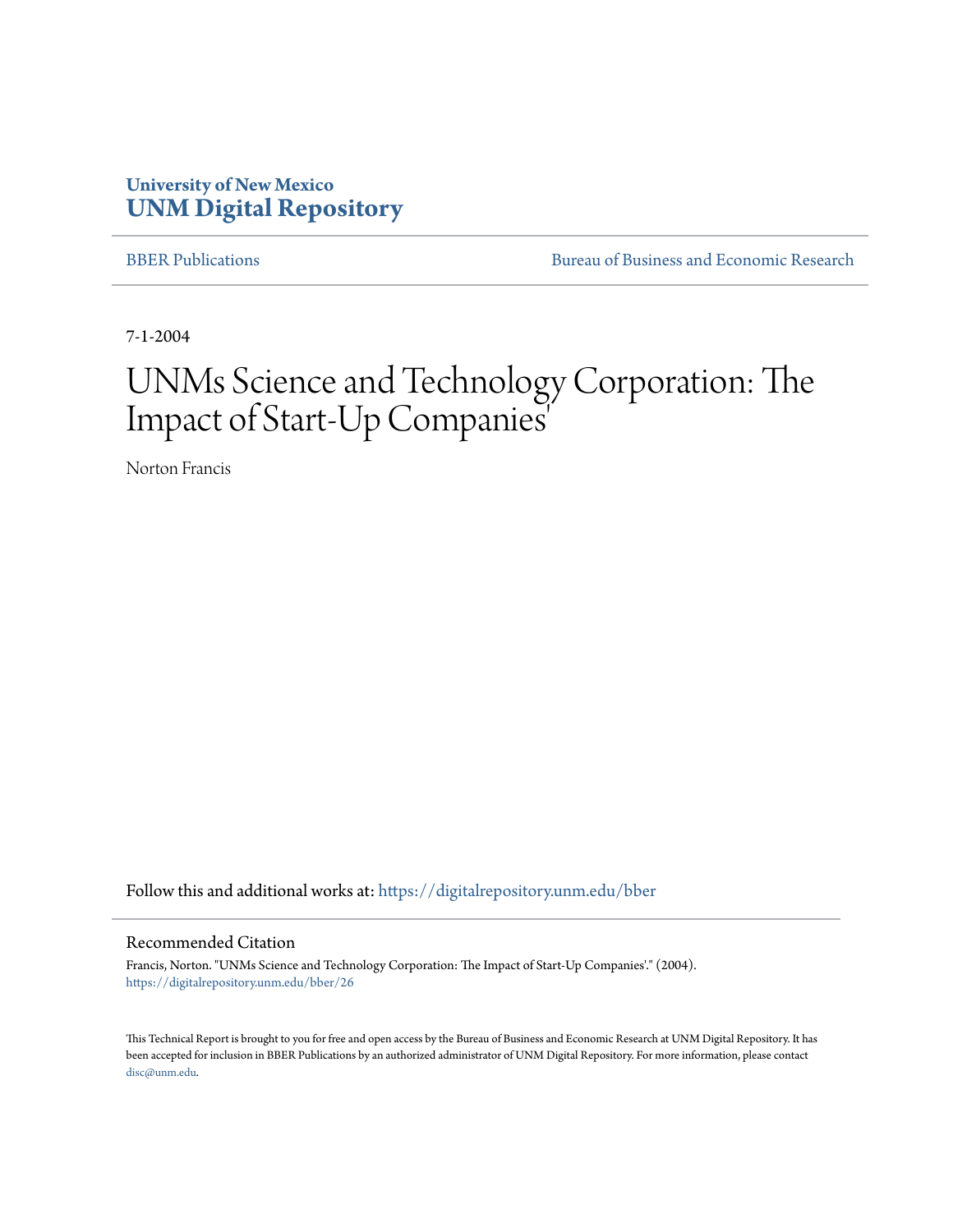University of New Mexico
**UNM Digital Repository**

BBER Publications | Bureau of Business and Economic Research

7-1-2004

# UNMs Science and Technology Corporation: The Impact of Start-Up Companies'

Norton Francis

Follow this and additional works at: https://digitalrepository.unm.edu/bber

## Recommended Citation

Francis, Norton. "UNMs Science and Technology Corporation: The Impact of Start-Up Companies'." (2004). https://digitalrepository.unm.edu/bber/26

This Technical Report is brought to you for free and open access by the Bureau of Business and Economic Research at UNM Digital Repository. It has been accepted for inclusion in BBER Publications by an authorized administrator of UNM Digital Repository. For more information, please contact disc@unm.edu.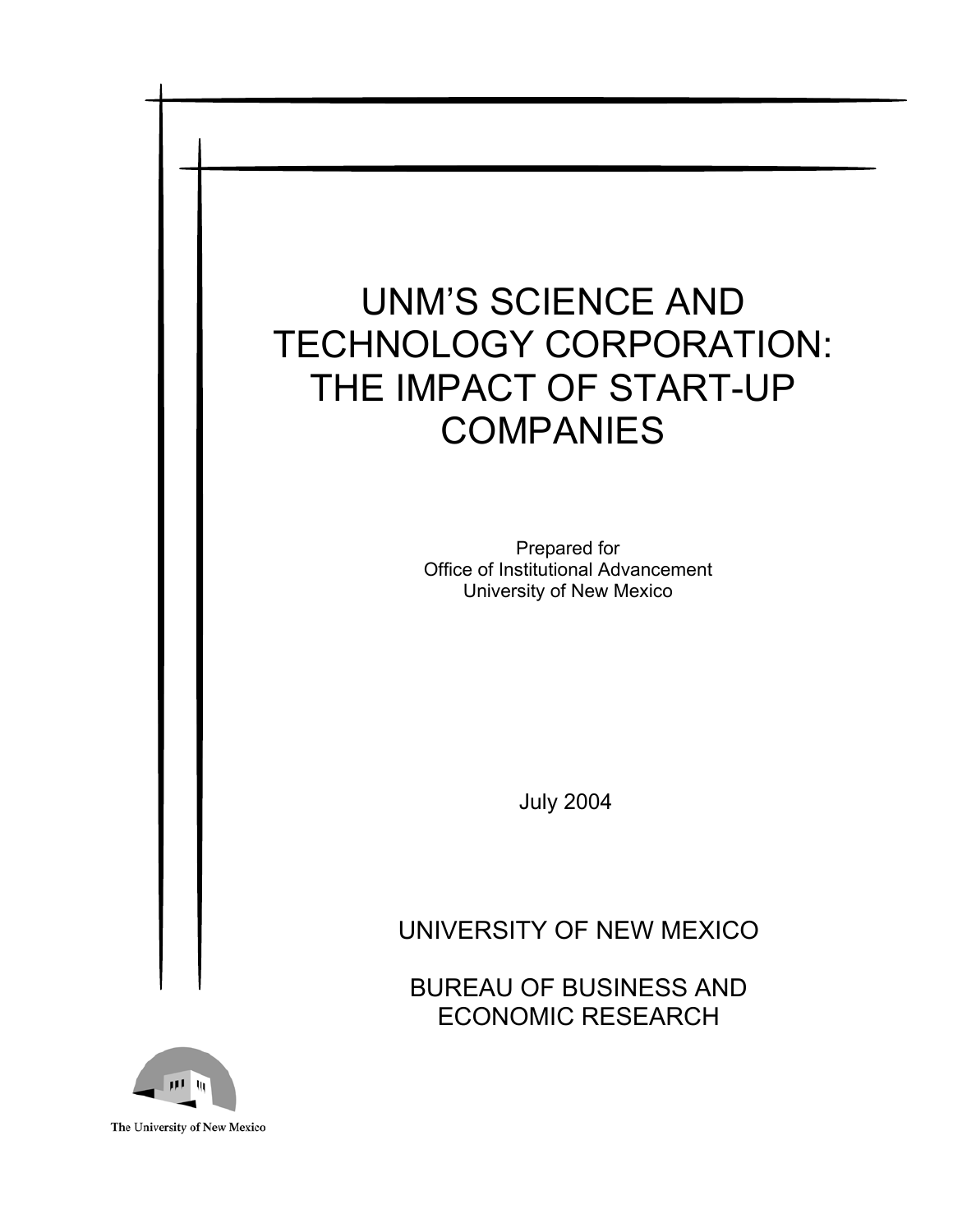# UNM'S SCIENCE AND TECHNOLOGY CORPORATION: THE IMPACT OF START-UP COMPANIES

Prepared for
Office of Institutional Advancement
University of New Mexico

July 2004

UNIVERSITY OF NEW MEXICO

BUREAU OF BUSINESS AND ECONOMIC RESEARCH

The University of New Mexico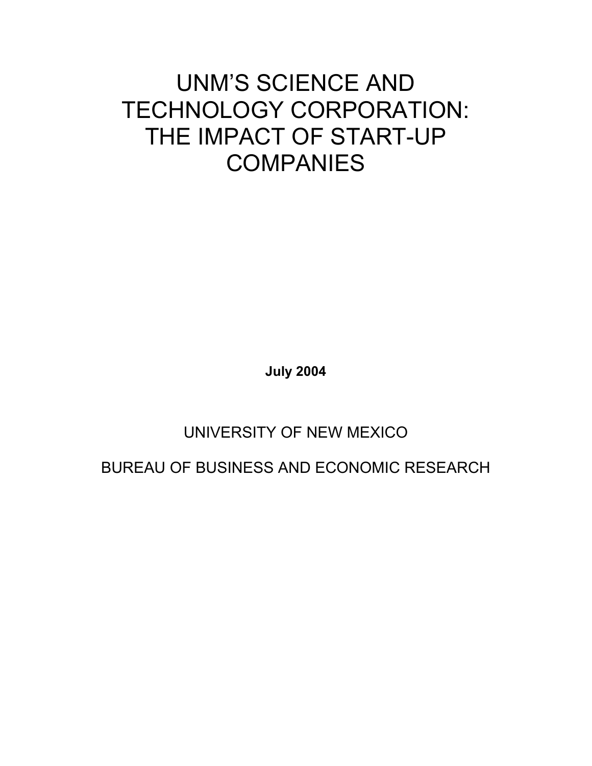# UNM'S SCIENCE AND TECHNOLOGY CORPORATION: THE IMPACT OF START-UP COMPANIES

**July 2004**

UNIVERSITY OF NEW MEXICO

BUREAU OF BUSINESS AND ECONOMIC RESEARCH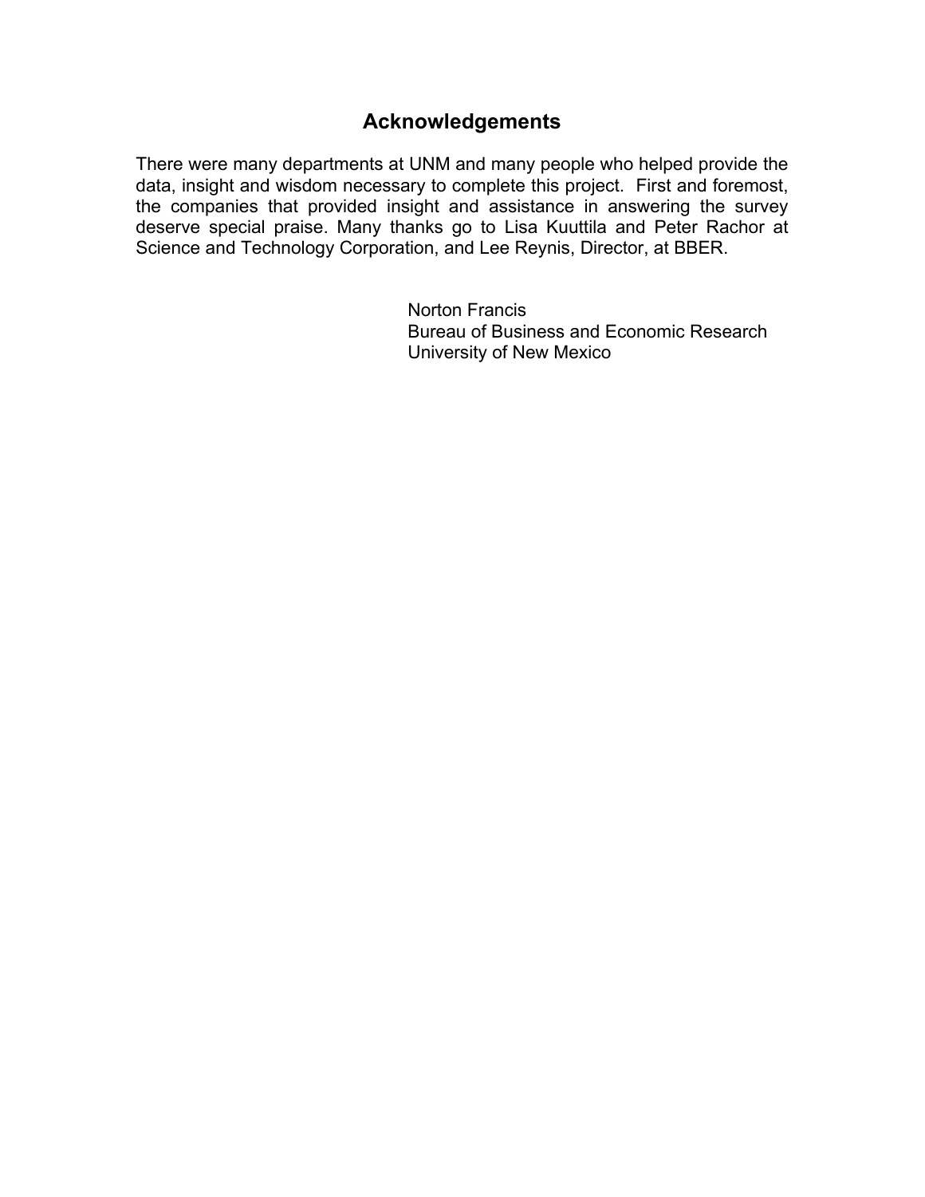# Acknowledgements

There were many departments at UNM and many people who helped provide the data, insight and wisdom necessary to complete this project. First and foremost, the companies that provided insight and assistance in answering the survey deserve special praise. Many thanks go to Lisa Kuuttila and Peter Rachor at Science and Technology Corporation, and Lee Reynis, Director, at BBER.

Norton Francis
Bureau of Business and Economic Research
University of New Mexico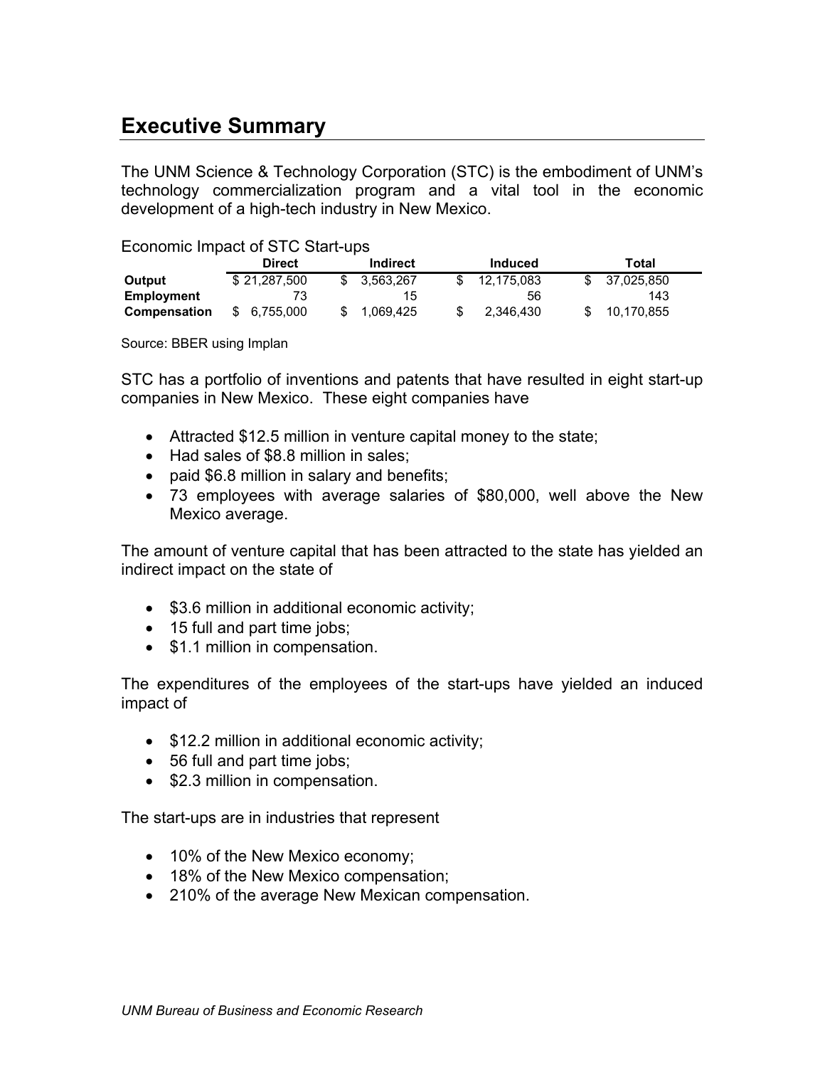# Executive Summary

The UNM Science & Technology Corporation (STC) is the embodiment of UNM's technology commercialization program and a vital tool in the economic development of a high-tech industry in New Mexico.

Economic Impact of STC Start-ups

| | Direct | Indirect | Induced | Total |
|---|---|---|---|---|
| **Output** | $ 21,287,500 | $ 3,563,267 | $ 12,175,083 | $ 37,025,850 |
| **Employment** | 73 | 15 | 56 | 143 |
| **Compensation** | $ 6,755,000 | $ 1,069,425 | $ 2,346,430 | $ 10,170,855 |

Source: BBER using Implan

STC has a portfolio of inventions and patents that have resulted in eight start-up companies in New Mexico. These eight companies have

- Attracted $12.5 million in venture capital money to the state;
- Had sales of $8.8 million in sales;
- paid $6.8 million in salary and benefits;
- 73 employees with average salaries of $80,000, well above the New Mexico average.

The amount of venture capital that has been attracted to the state has yielded an indirect impact on the state of

- $3.6 million in additional economic activity;
- 15 full and part time jobs;
- $1.1 million in compensation.

The expenditures of the employees of the start-ups have yielded an induced impact of

- $12.2 million in additional economic activity;
- 56 full and part time jobs;
- $2.3 million in compensation.

The start-ups are in industries that represent

- 10% of the New Mexico economy;
- 18% of the New Mexico compensation;
- 210% of the average New Mexican compensation.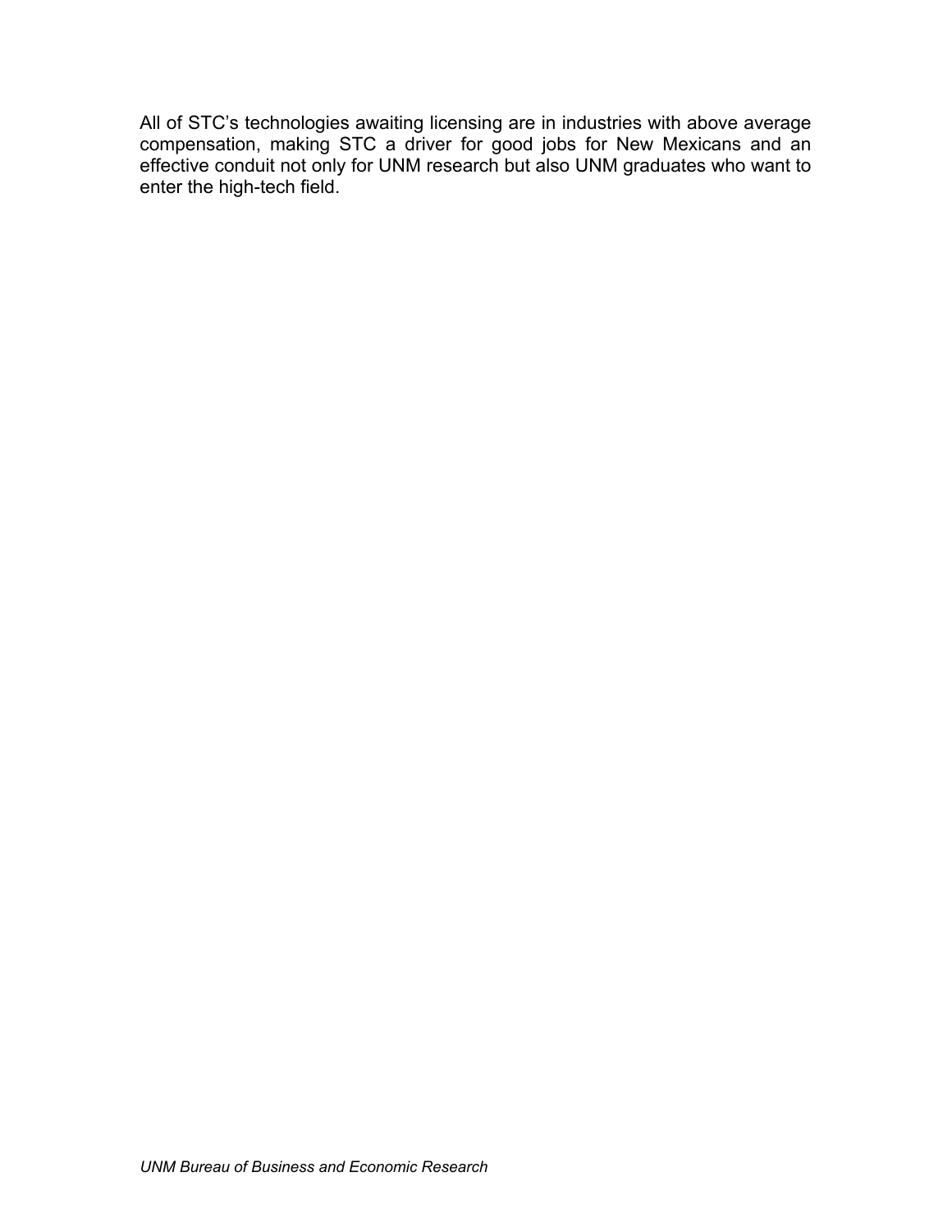All of STC's technologies awaiting licensing are in industries with above average compensation, making STC a driver for good jobs for New Mexicans and an effective conduit not only for UNM research but also UNM graduates who want to enter the high-tech field.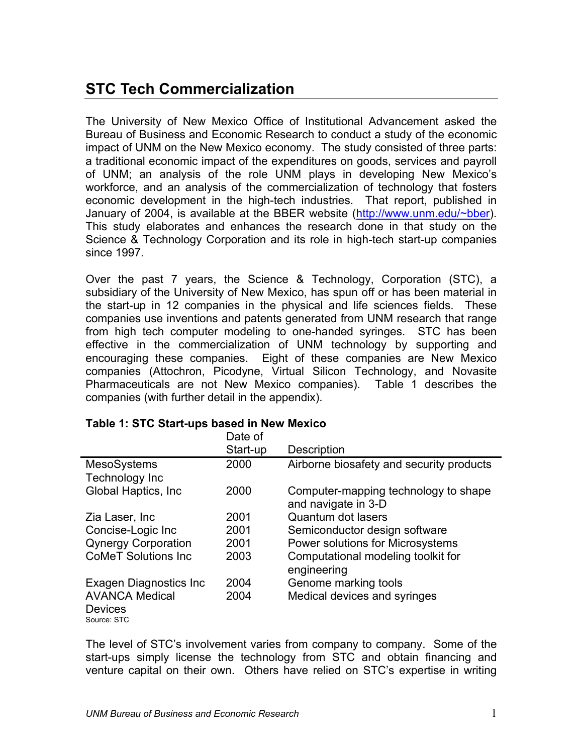## STC Tech Commercialization

The University of New Mexico Office of Institutional Advancement asked the Bureau of Business and Economic Research to conduct a study of the economic impact of UNM on the New Mexico economy. The study consisted of three parts: a traditional economic impact of the expenditures on goods, services and payroll of UNM; an analysis of the role UNM plays in developing New Mexico's workforce, and an analysis of the commercialization of technology that fosters economic development in the high-tech industries. That report, published in January of 2004, is available at the BBER website (http://www.unm.edu/~bber). This study elaborates and enhances the research done in that study on the Science & Technology Corporation and its role in high-tech start-up companies since 1997.

Over the past 7 years, the Science & Technology, Corporation (STC), a subsidiary of the University of New Mexico, has spun off or has been material in the start-up in 12 companies in the physical and life sciences fields. These companies use inventions and patents generated from UNM research that range from high tech computer modeling to one-handed syringes. STC has been effective in the commercialization of UNM technology by supporting and encouraging these companies. Eight of these companies are New Mexico companies (Attochron, Picodyne, Virtual Silicon Technology, and Novasite Pharmaceuticals are not New Mexico companies). Table 1 describes the companies (with further detail in the appendix).

**Table 1: STC Start-ups based in New Mexico**

| | Date of Start-up | Description |
|---|---|---|
| MesoSystems Technology Inc | 2000 | Airborne biosafety and security products |
| Global Haptics, Inc | 2000 | Computer-mapping technology to shape and navigate in 3-D |
| Zia Laser, Inc | 2001 | Quantum dot lasers |
| Concise-Logic Inc | 2001 | Semiconductor design software |
| Qynergy Corporation | 2001 | Power solutions for Microsystems |
| CoMeT Solutions Inc | 2003 | Computational modeling toolkit for engineering |
| Exagen Diagnostics Inc | 2004 | Genome marking tools |
| AVANCA Medical Devices | 2004 | Medical devices and syringes |

Source: STC

The level of STC's involvement varies from company to company. Some of the start-ups simply license the technology from STC and obtain financing and venture capital on their own. Others have relied on STC's expertise in writing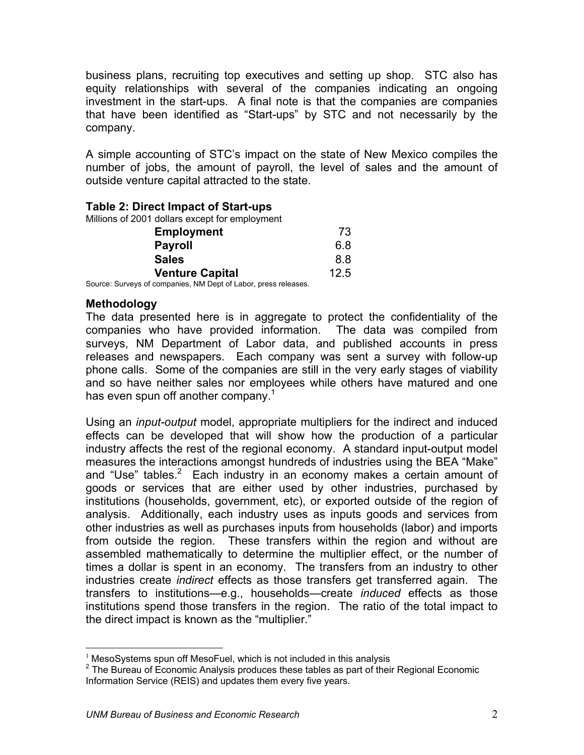business plans, recruiting top executives and setting up shop. STC also has equity relationships with several of the companies indicating an ongoing investment in the start-ups. A final note is that the companies are companies that have been identified as "Start-ups" by STC and not necessarily by the company.

A simple accounting of STC's impact on the state of New Mexico compiles the number of jobs, the amount of payroll, the level of sales and the amount of outside venture capital attracted to the state.

**Table 2: Direct Impact of Start-ups**

Millions of 2001 dollars except for employment

| | |
|---|---|
| **Employment** | 73 |
| **Payroll** | 6.8 |
| **Sales** | 8.8 |
| **Venture Capital** | 12.5 |

Source: Surveys of companies, NM Dept of Labor, press releases.

### Methodology

The data presented here is in aggregate to protect the confidentiality of the companies who have provided information. The data was compiled from surveys, NM Department of Labor data, and published accounts in press releases and newspapers. Each company was sent a survey with follow-up phone calls. Some of the companies are still in the very early stages of viability and so have neither sales nor employees while others have matured and one has even spun off another company.[1]

Using an *input-output* model, appropriate multipliers for the indirect and induced effects can be developed that will show how the production of a particular industry affects the rest of the regional economy. A standard input-output model measures the interactions amongst hundreds of industries using the BEA "Make" and "Use" tables.[2] Each industry in an economy makes a certain amount of goods or services that are either used by other industries, purchased by institutions (households, government, etc), or exported outside of the region of analysis. Additionally, each industry uses as inputs goods and services from other industries as well as purchases inputs from households (labor) and imports from outside the region. These transfers within the region and without are assembled mathematically to determine the multiplier effect, or the number of times a dollar is spent in an economy. The transfers from an industry to other industries create *indirect* effects as those transfers get transferred again. The transfers to institutions—e.g., households—create *induced* effects as those institutions spend those transfers in the region. The ratio of the total impact to the direct impact is known as the "multiplier."

---

[1] MesoSystems spun off MesoFuel, which is not included in this analysis

[2] The Bureau of Economic Analysis produces these tables as part of their Regional Economic Information Service (REIS) and updates them every five years.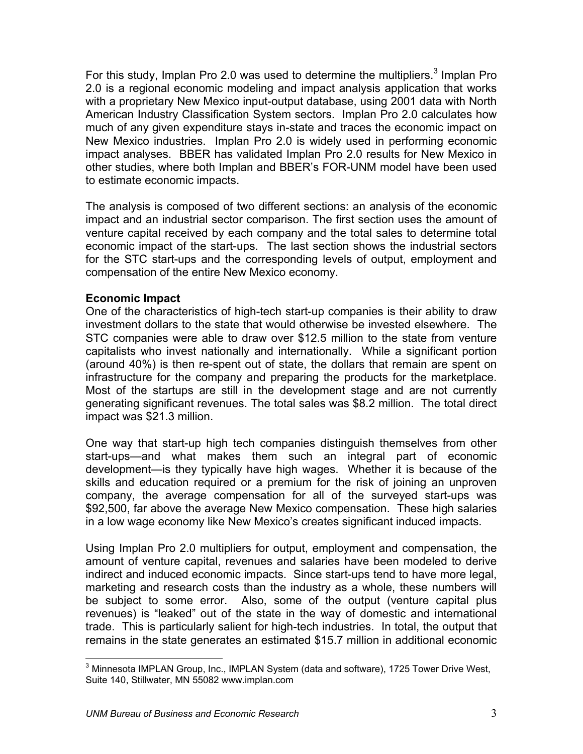For this study, Implan Pro 2.0 was used to determine the multipliers.[3] Implan Pro 2.0 is a regional economic modeling and impact analysis application that works with a proprietary New Mexico input-output database, using 2001 data with North American Industry Classification System sectors. Implan Pro 2.0 calculates how much of any given expenditure stays in-state and traces the economic impact on New Mexico industries. Implan Pro 2.0 is widely used in performing economic impact analyses. BBER has validated Implan Pro 2.0 results for New Mexico in other studies, where both Implan and BBER's FOR-UNM model have been used to estimate economic impacts.

The analysis is composed of two different sections: an analysis of the economic impact and an industrial sector comparison. The first section uses the amount of venture capital received by each company and the total sales to determine total economic impact of the start-ups. The last section shows the industrial sectors for the STC start-ups and the corresponding levels of output, employment and compensation of the entire New Mexico economy.

**Economic Impact**

One of the characteristics of high-tech start-up companies is their ability to draw investment dollars to the state that would otherwise be invested elsewhere. The STC companies were able to draw over $12.5 million to the state from venture capitalists who invest nationally and internationally. While a significant portion (around 40%) is then re-spent out of state, the dollars that remain are spent on infrastructure for the company and preparing the products for the marketplace. Most of the startups are still in the development stage and are not currently generating significant revenues. The total sales was $8.2 million. The total direct impact was $21.3 million.

One way that start-up high tech companies distinguish themselves from other start-ups—and what makes them such an integral part of economic development—is they typically have high wages. Whether it is because of the skills and education required or a premium for the risk of joining an unproven company, the average compensation for all of the surveyed start-ups was $92,500, far above the average New Mexico compensation. These high salaries in a low wage economy like New Mexico's creates significant induced impacts.

Using Implan Pro 2.0 multipliers for output, employment and compensation, the amount of venture capital, revenues and salaries have been modeled to derive indirect and induced economic impacts. Since start-ups tend to have more legal, marketing and research costs than the industry as a whole, these numbers will be subject to some error. Also, some of the output (venture capital plus revenues) is "leaked" out of the state in the way of domestic and international trade. This is particularly salient for high-tech industries. In total, the output that remains in the state generates an estimated $15.7 million in additional economic

[3] Minnesota IMPLAN Group, Inc., IMPLAN System (data and software), 1725 Tower Drive West, Suite 140, Stillwater, MN 55082 www.implan.com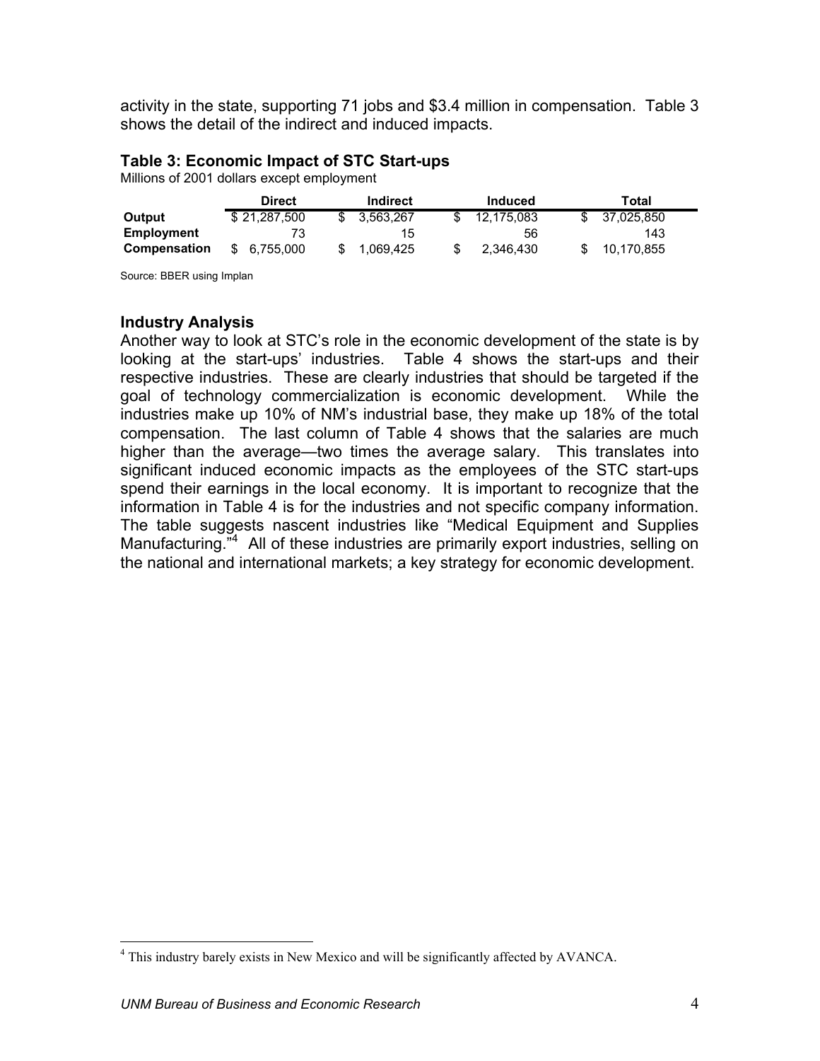activity in the state, supporting 71 jobs and $3.4 million in compensation. Table 3 shows the detail of the indirect and induced impacts.

**Table 3: Economic Impact of STC Start-ups**

Millions of 2001 dollars except employment

| | Direct | Indirect | Induced | Total |
|---|---|---|---|---|
| **Output** | $ 21,287,500 | $ 3,563,267 | $ 12,175,083 | $ 37,025,850 |
| **Employment** | 73 | 15 | 56 | 143 |
| **Compensation** | $ 6,755,000 | $ 1,069,425 | $ 2,346,430 | $ 10,170,855 |

Source: BBER using Implan

### Industry Analysis

Another way to look at STC's role in the economic development of the state is by looking at the start-ups' industries. Table 4 shows the start-ups and their respective industries. These are clearly industries that should be targeted if the goal of technology commercialization is economic development. While the industries make up 10% of NM's industrial base, they make up 18% of the total compensation. The last column of Table 4 shows that the salaries are much higher than the average—two times the average salary. This translates into significant induced economic impacts as the employees of the STC start-ups spend their earnings in the local economy. It is important to recognize that the information in Table 4 is for the industries and not specific company information. The table suggests nascent industries like "Medical Equipment and Supplies Manufacturing."[4] All of these industries are primarily export industries, selling on the national and international markets; a key strategy for economic development.

[4] This industry barely exists in New Mexico and will be significantly affected by AVANCA.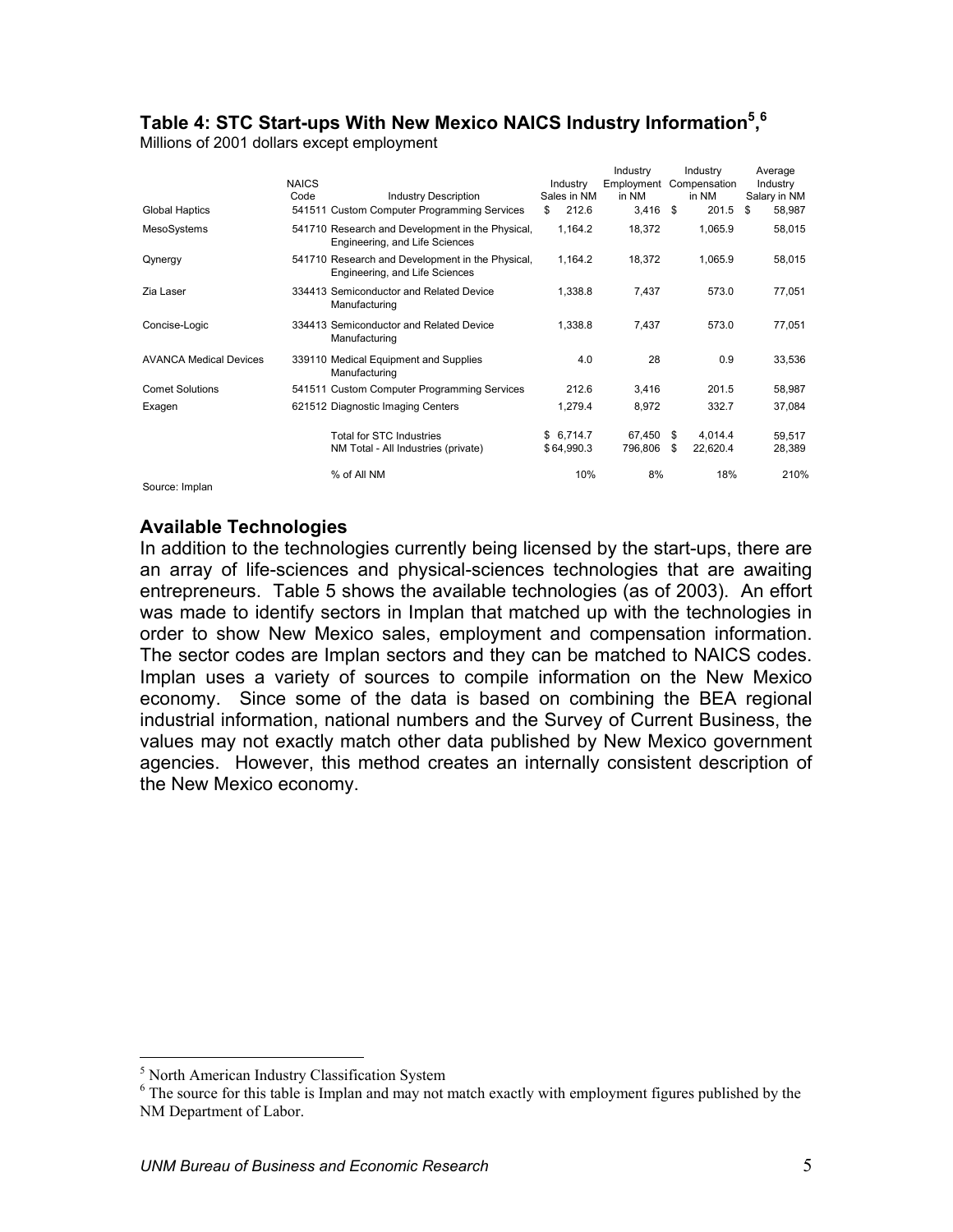## Table 4: STC Start-ups With New Mexico NAICS Industry Information[5,6]

Millions of 2001 dollars except employment

| | NAICS Code | Industry Description | Industry Sales in NM | Industry Employment in NM | Industry Compensation in NM | Average Industry Salary in NM |
|---|---|---|---|---|---|---|
| Global Haptics | 541511 | Custom Computer Programming Services | $ 212.6 | 3,416 | $ 201.5 | $ 58,987 |
| MesoSystems | 541710 | Research and Development in the Physical, Engineering, and Life Sciences | 1,164.2 | 18,372 | 1,065.9 | 58,015 |
| Qynergy | 541710 | Research and Development in the Physical, Engineering, and Life Sciences | 1,164.2 | 18,372 | 1,065.9 | 58,015 |
| Zia Laser | 334413 | Semiconductor and Related Device Manufacturing | 1,338.8 | 7,437 | 573.0 | 77,051 |
| Concise-Logic | 334413 | Semiconductor and Related Device Manufacturing | 1,338.8 | 7,437 | 573.0 | 77,051 |
| AVANCA Medical Devices | 339110 | Medical Equipment and Supplies Manufacturing | 4.0 | 28 | 0.9 | 33,536 |
| Comet Solutions | 541511 | Custom Computer Programming Services | 212.6 | 3,416 | 201.5 | 58,987 |
| Exagen | 621512 | Diagnostic Imaging Centers | 1,279.4 | 8,972 | 332.7 | 37,084 |
| | | Total for STC Industries | $ 6,714.7 | 67,450 | $ 4,014.4 | 59,517 |
| | | NM Total - All Industries (private) | $ 64,990.3 | 796,806 | $ 22,620.4 | 28,389 |
| | | % of All NM | 10% | 8% | 18% | 210% |

Source: Implan

### Available Technologies

In addition to the technologies currently being licensed by the start-ups, there are an array of life-sciences and physical-sciences technologies that are awaiting entrepreneurs. Table 5 shows the available technologies (as of 2003). An effort was made to identify sectors in Implan that matched up with the technologies in order to show New Mexico sales, employment and compensation information. The sector codes are Implan sectors and they can be matched to NAICS codes. Implan uses a variety of sources to compile information on the New Mexico economy. Since some of the data is based on combining the BEA regional industrial information, national numbers and the Survey of Current Business, the values may not exactly match other data published by New Mexico government agencies. However, this method creates an internally consistent description of the New Mexico economy.

---

[5] North American Industry Classification System

[6] The source for this table is Implan and may not match exactly with employment figures published by the NM Department of Labor.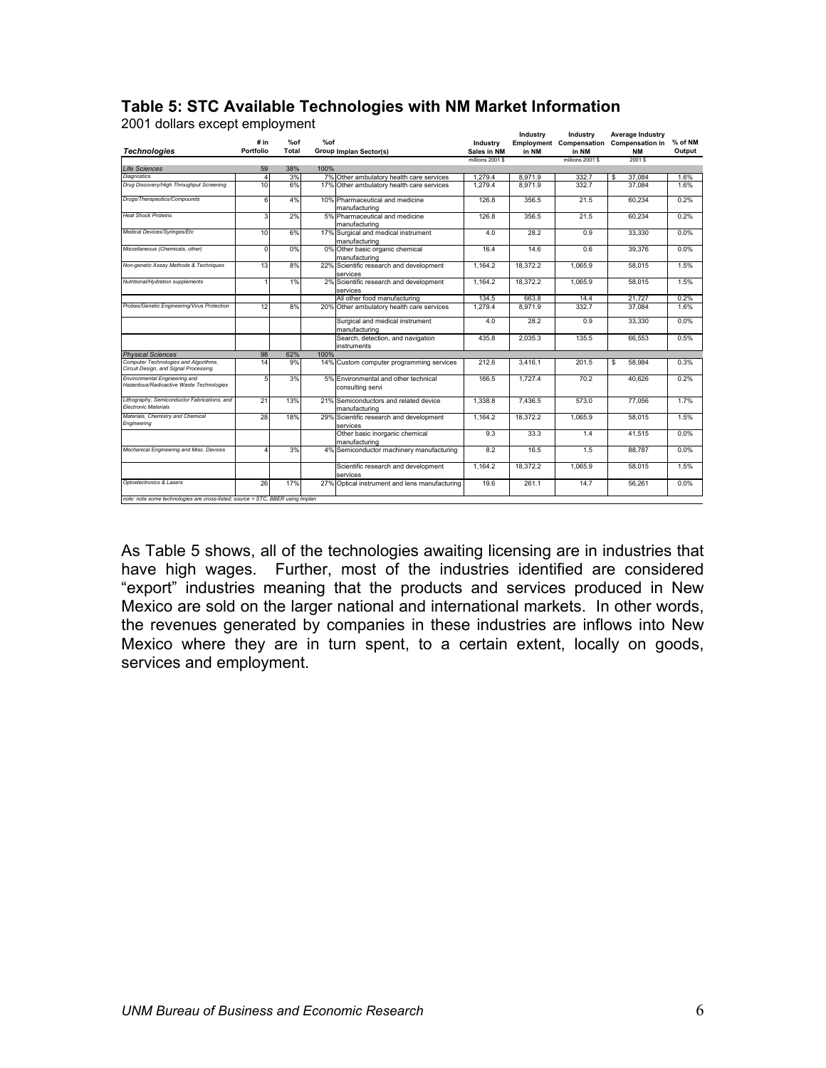## Table 5: STC Available Technologies with NM Market Information

2001 dollars except employment

| Technologies | # in Portfolio | %of Total | %of Group | Implan Sector(s) | Industry Sales in NM | Industry Employment in NM | Industry Compensation in NM | Average Industry Compensation in NM | % of NM Output |
|---|---|---|---|---|---|---|---|---|---|
| | | | | | millions 2001 $ | | millions 2001 $ | 2001 $ | |
| *Life Sciences* | 59 | 38% | 100% | | | | | | |
| *Diagnostics* | 4 | 3% | 7% | Other ambulatory health care services | 1,279.4 | 8,971.9 | 332.7 | $ 37,084 | 1.6% |
| *Drug Discovery/High Throughput Screening* | 10 | 6% | 17% | Other ambulatory health care services | 1,279.4 | 8,971.9 | 332.7 | 37,084 | 1.6% |
| *Drugs/Therapeutics/Compounds* | 6 | 4% | 10% | Pharmaceutical and medicine manufacturing | 126.8 | 356.5 | 21.5 | 60,234 | 0.2% |
| *Heat Shock Proteins* | 3 | 2% | 5% | Pharmaceutical and medicine manufacturing | 126.8 | 356.5 | 21.5 | 60,234 | 0.2% |
| *Medical Devices/Syringes/Etc* | 10 | 6% | 17% | Surgical and medical instrument manufacturing | 4.0 | 28.2 | 0.9 | 33,330 | 0.0% |
| *Miscellaneous (Chemicals, other)* | 0 | 0% | 0% | Other basic organic chemical manufacturing | 16.4 | 14.6 | 0.6 | 39,376 | 0.0% |
| *Non-genetic Assay Methods & Techniques* | 13 | 8% | 22% | Scientific research and development services | 1,164.2 | 18,372.2 | 1,065.9 | 58,015 | 1.5% |
| *Nutritional/Hydration supplements* | 1 | 1% | 2% | Scientific research and development services | 1,164.2 | 18,372.2 | 1,065.9 | 58,015 | 1.5% |
| | | | | All other food manufacturing | 134.5 | 663.8 | 14.4 | 21,727 | 0.2% |
| *Probes/Genetic Engineering/Virus Protection* | 12 | 8% | 20% | Other ambulatory health care services | 1,279.4 | 8,971.9 | 332.7 | 37,084 | 1.6% |
| | | | | Surgical and medical instrument manufacturing | 4.0 | 28.2 | 0.9 | 33,330 | 0.0% |
| | | | | Search, detection, and navigation instruments | 435.8 | 2,035.3 | 135.5 | 66,553 | 0.5% |
| *Physical Sciences* | 98 | 62% | 100% | | | | | | |
| *Computer Technologies and Algorithms, Circuit Design, and Signal Processing* | 14 | 9% | 14% | Custom computer programming services | 212.6 | 3,416.1 | 201.5 | $ 58,984 | 0.3% |
| *Environmental Engineering and Hazardous/Radioactive Waste Technologies* | 5 | 3% | 5% | Environmental and other technical consulting servi | 166.5 | 1,727.4 | 70.2 | 40,626 | 0.2% |
| *Lithography, Semiconductor Fabrications, and Electronic Materials* | 21 | 13% | 21% | Semiconductors and related device manufacturing | 1,338.8 | 7,436.5 | 573.0 | 77,056 | 1.7% |
| *Materials, Chemistry and Chemical Engineering* | 28 | 18% | 29% | Scientific research and development services | 1,164.2 | 18,372.2 | 1,065.9 | 58,015 | 1.5% |
| | | | | Other basic inorganic chemical manufacturing | 9.3 | 33.3 | 1.4 | 41,515 | 0.0% |
| *Mechanical Engineering and Misc. Devices* | 4 | 3% | 4% | Semiconductor machinery manufacturing | 8.2 | 16.5 | 1.5 | 88,787 | 0.0% |
| | | | | Scientific research and development services | 1,164.2 | 18,372.2 | 1,065.9 | 58,015 | 1.5% |
| *Optoelectronics & Lasers* | 26 | 17% | 27% | Optical instrument and lens manufacturing | 19.6 | 261.1 | 14.7 | 56,261 | 0.0% |

*note: note some technologies are cross-listed; source = STC, BBER using Implan*

As Table 5 shows, all of the technologies awaiting licensing are in industries that have high wages. Further, most of the industries identified are considered "export" industries meaning that the products and services produced in New Mexico are sold on the larger national and international markets. In other words, the revenues generated by companies in these industries are inflows into New Mexico where they are in turn spent, to a certain extent, locally on goods, services and employment.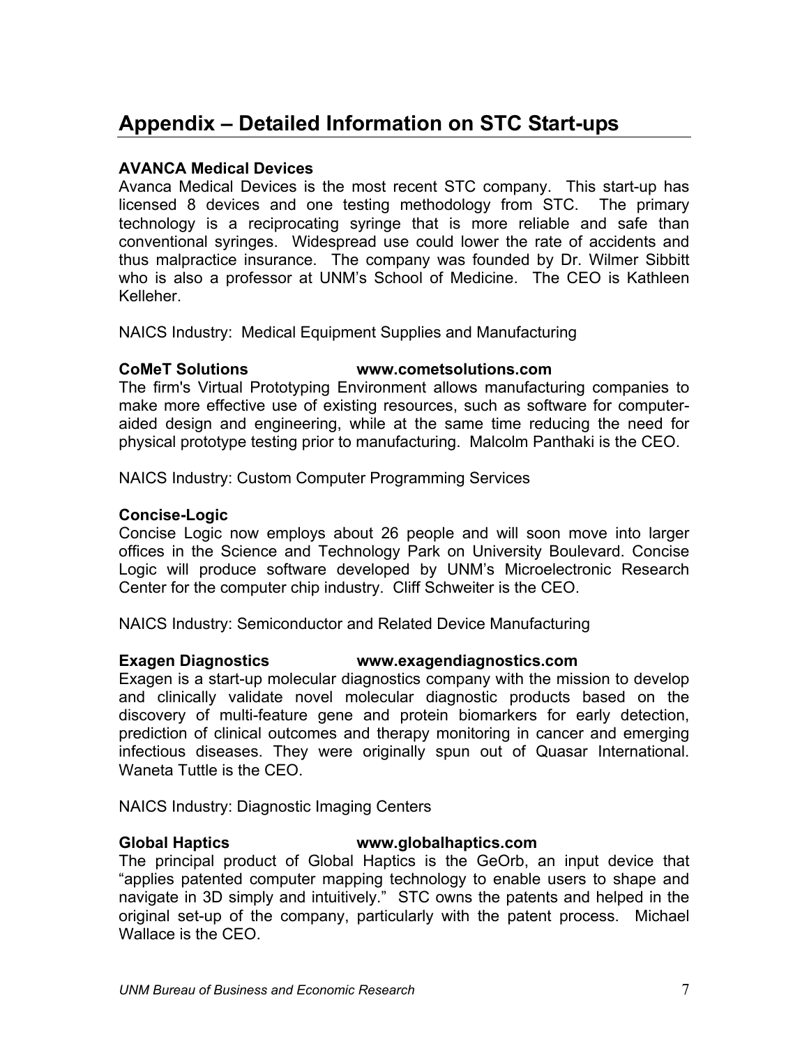## Appendix – Detailed Information on STC Start-ups

**AVANCA Medical Devices**
Avanca Medical Devices is the most recent STC company. This start-up has licensed 8 devices and one testing methodology from STC. The primary technology is a reciprocating syringe that is more reliable and safe than conventional syringes. Widespread use could lower the rate of accidents and thus malpractice insurance. The company was founded by Dr. Wilmer Sibbitt who is also a professor at UNM's School of Medicine. The CEO is Kathleen Kelleher.

NAICS Industry: Medical Equipment Supplies and Manufacturing

**CoMeT Solutions www.cometsolutions.com**
The firm's Virtual Prototyping Environment allows manufacturing companies to make more effective use of existing resources, such as software for computer-aided design and engineering, while at the same time reducing the need for physical prototype testing prior to manufacturing. Malcolm Panthaki is the CEO.

NAICS Industry: Custom Computer Programming Services

**Concise-Logic**
Concise Logic now employs about 26 people and will soon move into larger offices in the Science and Technology Park on University Boulevard. Concise Logic will produce software developed by UNM's Microelectronic Research Center for the computer chip industry. Cliff Schweiter is the CEO.

NAICS Industry: Semiconductor and Related Device Manufacturing

**Exagen Diagnostics www.exagendiagnostics.com**
Exagen is a start-up molecular diagnostics company with the mission to develop and clinically validate novel molecular diagnostic products based on the discovery of multi-feature gene and protein biomarkers for early detection, prediction of clinical outcomes and therapy monitoring in cancer and emerging infectious diseases. They were originally spun out of Quasar International. Waneta Tuttle is the CEO.

NAICS Industry: Diagnostic Imaging Centers

**Global Haptics www.globalhaptics.com**
The principal product of Global Haptics is the GeOrb, an input device that "applies patented computer mapping technology to enable users to shape and navigate in 3D simply and intuitively." STC owns the patents and helped in the original set-up of the company, particularly with the patent process. Michael Wallace is the CEO.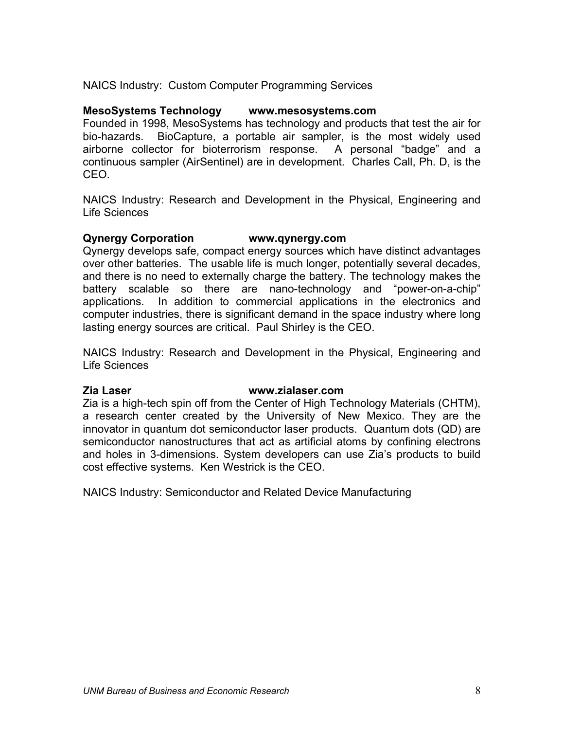NAICS Industry: Custom Computer Programming Services

**MesoSystems Technology www.mesosystems.com**

Founded in 1998, MesoSystems has technology and products that test the air for bio-hazards. BioCapture, a portable air sampler, is the most widely used airborne collector for bioterrorism response. A personal "badge" and a continuous sampler (AirSentinel) are in development. Charles Call, Ph. D, is the CEO.

NAICS Industry: Research and Development in the Physical, Engineering and Life Sciences

**Qynergy Corporation www.qynergy.com**

Qynergy develops safe, compact energy sources which have distinct advantages over other batteries. The usable life is much longer, potentially several decades, and there is no need to externally charge the battery. The technology makes the battery scalable so there are nano-technology and "power-on-a-chip" applications. In addition to commercial applications in the electronics and computer industries, there is significant demand in the space industry where long lasting energy sources are critical. Paul Shirley is the CEO.

NAICS Industry: Research and Development in the Physical, Engineering and Life Sciences

**Zia Laser www.zialaser.com**

Zia is a high-tech spin off from the Center of High Technology Materials (CHTM), a research center created by the University of New Mexico. They are the innovator in quantum dot semiconductor laser products. Quantum dots (QD) are semiconductor nanostructures that act as artificial atoms by confining electrons and holes in 3-dimensions. System developers can use Zia's products to build cost effective systems. Ken Westrick is the CEO.

NAICS Industry: Semiconductor and Related Device Manufacturing